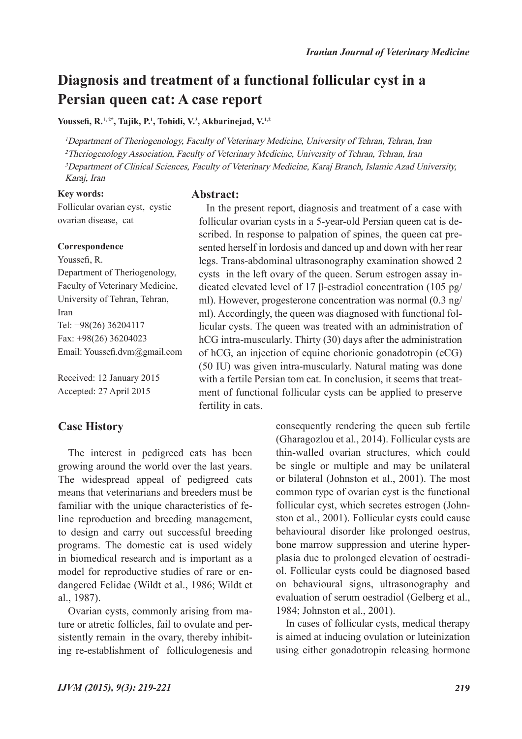# Diagnosis and treatment of a functional follicular cyst in a Persian queen cat: A case report

**Youssefi, R.[1,2*], Tajik, P.[1], Tohidi, V.[3], Akbarinejad, V.[1,2]**

[1]*Department of Theriogenology, Faculty of Veterinary Medicine, University of Tehran, Tehran, Iran*
[2]*Theriogenology Association, Faculty of Veterinary Medicine, University of Tehran, Tehran, Iran*
[3]*Department of Clinical Sciences, Faculty of Veterinary Medicine, Karaj Branch, Islamic Azad University, Karaj, Iran*

**Key words:**
Follicular ovarian cyst, cystic ovarian disease, cat

**Correspondence**
Youssefi, R.
Department of Theriogenology, Faculty of Veterinary Medicine, University of Tehran, Tehran, Iran
Tel: +98(26) 36204117
Fax: +98(26) 36204023
Email: Youssefi.dvm@gmail.com

Received: 12 January 2015
Accepted: 27 April 2015

## Abstract:

In the present report, diagnosis and treatment of a case with follicular ovarian cysts in a 5-year-old Persian queen cat is described. In response to palpation of spines, the queen cat presented herself in lordosis and danced up and down with her rear legs. Trans-abdominal ultrasonography examination showed 2 cysts in the left ovary of the queen. Serum estrogen assay indicated elevated level of 17 β-estradiol concentration (105 pg/ml). However, progesterone concentration was normal (0.3 ng/ml). Accordingly, the queen was diagnosed with functional follicular cysts. The queen was treated with an administration of hCG intra-muscularly. Thirty (30) days after the administration of hCG, an injection of equine chorionic gonadotropin (eCG) (50 IU) was given intra-muscularly. Natural mating was done with a fertile Persian tom cat. In conclusion, it seems that treatment of functional follicular cysts can be applied to preserve fertility in cats.

## Case History

The interest in pedigreed cats has been growing around the world over the last years. The widespread appeal of pedigreed cats means that veterinarians and breeders must be familiar with the unique characteristics of feline reproduction and breeding management, to design and carry out successful breeding programs. The domestic cat is used widely in biomedical research and is important as a model for reproductive studies of rare or endangered Felidae (Wildt et al., 1986; Wildt et al., 1987).

Ovarian cysts, commonly arising from mature or atretic follicles, fail to ovulate and persistently remain in the ovary, thereby inhibiting re-establishment of folliculogenesis and consequently rendering the queen sub fertile (Gharagozlou et al., 2014). Follicular cysts are thin-walled ovarian structures, which could be single or multiple and may be unilateral or bilateral (Johnston et al., 2001). The most common type of ovarian cyst is the functional follicular cyst, which secretes estrogen (Johnston et al., 2001). Follicular cysts could cause behavioural disorder like prolonged oestrus, bone marrow suppression and uterine hyperplasia due to prolonged elevation of oestradiol. Follicular cysts could be diagnosed based on behavioural signs, ultrasonography and evaluation of serum oestradiol (Gelberg et al., 1984; Johnston et al., 2001).

In cases of follicular cysts, medical therapy is aimed at inducing ovulation or luteinization using either gonadotropin releasing hormone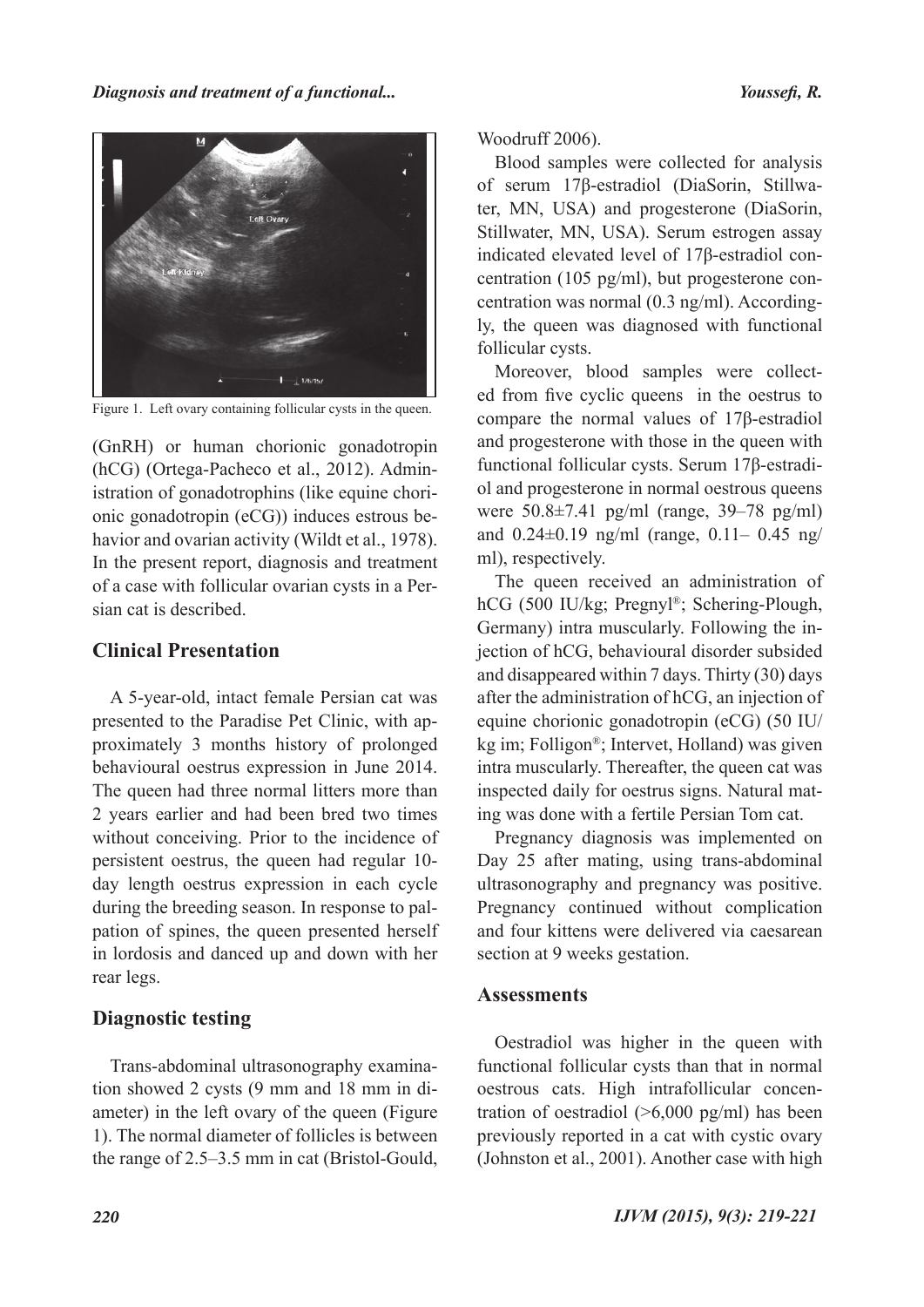Figure 1. Left ovary containing follicular cysts in the queen.

(GnRH) or human chorionic gonadotropin (hCG) (Ortega-Pacheco et al., 2012). Administration of gonadotrophins (like equine chorionic gonadotropin (eCG)) induces estrous behavior and ovarian activity (Wildt et al., 1978). In the present report, diagnosis and treatment of a case with follicular ovarian cysts in a Persian cat is described.

## Clinical Presentation

A 5-year-old, intact female Persian cat was presented to the Paradise Pet Clinic, with approximately 3 months history of prolonged behavioural oestrus expression in June 2014. The queen had three normal litters more than 2 years earlier and had been bred two times without conceiving. Prior to the incidence of persistent oestrus, the queen had regular 10-day length oestrus expression in each cycle during the breeding season. In response to palpation of spines, the queen presented herself in lordosis and danced up and down with her rear legs.

## Diagnostic testing

Trans-abdominal ultrasonography examination showed 2 cysts (9 mm and 18 mm in diameter) in the left ovary of the queen (Figure 1). The normal diameter of follicles is between the range of 2.5–3.5 mm in cat (Bristol-Gould, Woodruff 2006).

Blood samples were collected for analysis of serum 17β-estradiol (DiaSorin, Stillwater, MN, USA) and progesterone (DiaSorin, Stillwater, MN, USA). Serum estrogen assay indicated elevated level of 17β-estradiol concentration (105 pg/ml), but progesterone concentration was normal (0.3 ng/ml). Accordingly, the queen was diagnosed with functional follicular cysts.

Moreover, blood samples were collected from five cyclic queens in the oestrus to compare the normal values of 17β-estradiol and progesterone with those in the queen with functional follicular cysts. Serum 17β-estradiol and progesterone in normal oestrous queens were 50.8±7.41 pg/ml (range, 39–78 pg/ml) and 0.24±0.19 ng/ml (range, 0.11– 0.45 ng/ml), respectively.

The queen received an administration of hCG (500 IU/kg; Pregnyl®; Schering-Plough, Germany) intra muscularly. Following the injection of hCG, behavioural disorder subsided and disappeared within 7 days. Thirty (30) days after the administration of hCG, an injection of equine chorionic gonadotropin (eCG) (50 IU/kg im; Folligon®; Intervet, Holland) was given intra muscularly. Thereafter, the queen cat was inspected daily for oestrus signs. Natural mating was done with a fertile Persian Tom cat.

Pregnancy diagnosis was implemented on Day 25 after mating, using trans-abdominal ultrasonography and pregnancy was positive. Pregnancy continued without complication and four kittens were delivered via caesarean section at 9 weeks gestation.

## Assessments

Oestradiol was higher in the queen with functional follicular cysts than that in normal oestrous cats. High intrafollicular concentration of oestradiol (>6,000 pg/ml) has been previously reported in a cat with cystic ovary (Johnston et al., 2001). Another case with high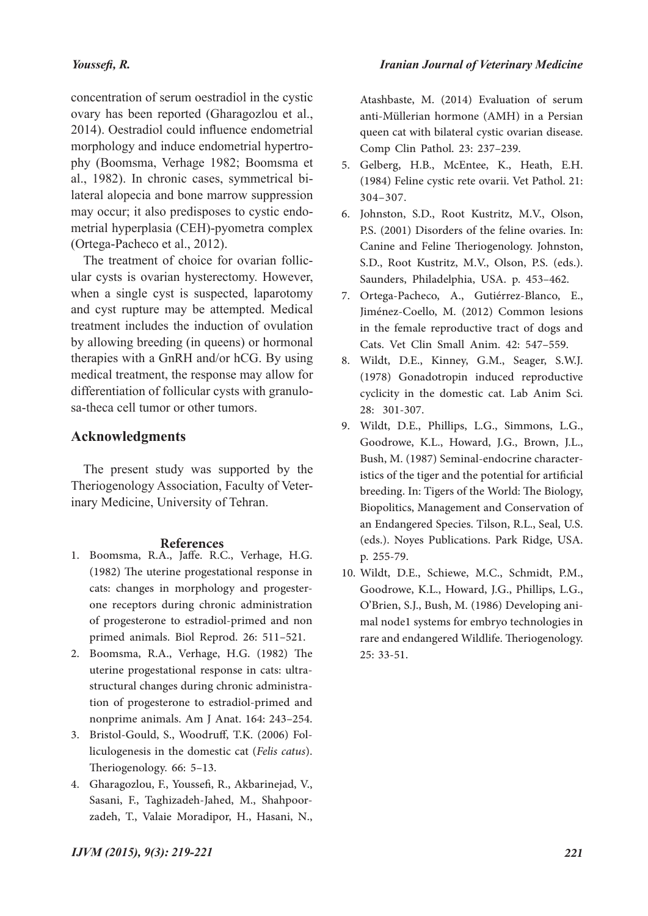concentration of serum oestradiol in the cystic ovary has been reported (Gharagozlou et al., 2014). Oestradiol could influence endometrial morphology and induce endometrial hypertrophy (Boomsma, Verhage 1982; Boomsma et al., 1982). In chronic cases, symmetrical bilateral alopecia and bone marrow suppression may occur; it also predisposes to cystic endometrial hyperplasia (CEH)-pyometra complex (Ortega-Pacheco et al., 2012).

The treatment of choice for ovarian follicular cysts is ovarian hysterectomy. However, when a single cyst is suspected, laparotomy and cyst rupture may be attempted. Medical treatment includes the induction of ovulation by allowing breeding (in queens) or hormonal therapies with a GnRH and/or hCG. By using medical treatment, the response may allow for differentiation of follicular cysts with granulosa-theca cell tumor or other tumors.

## Acknowledgments

The present study was supported by the Theriogenology Association, Faculty of Veterinary Medicine, University of Tehran.

## References

1. Boomsma, R.A., Jaffe. R.C., Verhage, H.G. (1982) The uterine progestational response in cats: changes in morphology and progesterone receptors during chronic administration of progesterone to estradiol-primed and non primed animals. Biol Reprod. 26: 511–521.
2. Boomsma, R.A., Verhage, H.G. (1982) The uterine progestational response in cats: ultrastructural changes during chronic administration of progesterone to estradiol-primed and nonprime animals. Am J Anat. 164: 243–254.
3. Bristol-Gould, S., Woodruff, T.K. (2006) Folliculogenesis in the domestic cat (*Felis catus*). Theriogenology. 66: 5–13.
4. Gharagozlou, F., Youssefi, R., Akbarinejad, V., Sasani, F., Taghizadeh-Jahed, M., Shahpoorzadeh, T., Valaie Moradipor, H., Hasani, N., Atashbaste, M. (2014) Evaluation of serum anti-Müllerian hormone (AMH) in a Persian queen cat with bilateral cystic ovarian disease. Comp Clin Pathol. 23: 237–239.
5. Gelberg, H.B., McEntee, K., Heath, E.H. (1984) Feline cystic rete ovarii. Vet Pathol. 21: 304–307.
6. Johnston, S.D., Root Kustritz, M.V., Olson, P.S. (2001) Disorders of the feline ovaries. In: Canine and Feline Theriogenology. Johnston, S.D., Root Kustritz, M.V., Olson, P.S. (eds.). Saunders, Philadelphia, USA. p. 453–462.
7. Ortega-Pacheco, A., Gutiérrez-Blanco, E., Jiménez-Coello, M. (2012) Common lesions in the female reproductive tract of dogs and Cats. Vet Clin Small Anim. 42: 547–559.
8. Wildt, D.E., Kinney, G.M., Seager, S.W.J. (1978) Gonadotropin induced reproductive cyclicity in the domestic cat. Lab Anim Sci. 28: 301-307.
9. Wildt, D.E., Phillips, L.G., Simmons, L.G., Goodrowe, K.L., Howard, J.G., Brown, J.L., Bush, M. (1987) Seminal-endocrine characteristics of the tiger and the potential for artificial breeding. In: Tigers of the World: The Biology, Biopolitics, Management and Conservation of an Endangered Species. Tilson, R.L., Seal, U.S. (eds.). Noyes Publications. Park Ridge, USA. p. 255-79.
10. Wildt, D.E., Schiewe, M.C., Schmidt, P.M., Goodrowe, K.L., Howard, J.G., Phillips, L.G., O'Brien, S.J., Bush, M. (1986) Developing animal node1 systems for embryo technologies in rare and endangered Wildlife. Theriogenology. 25: 33-51.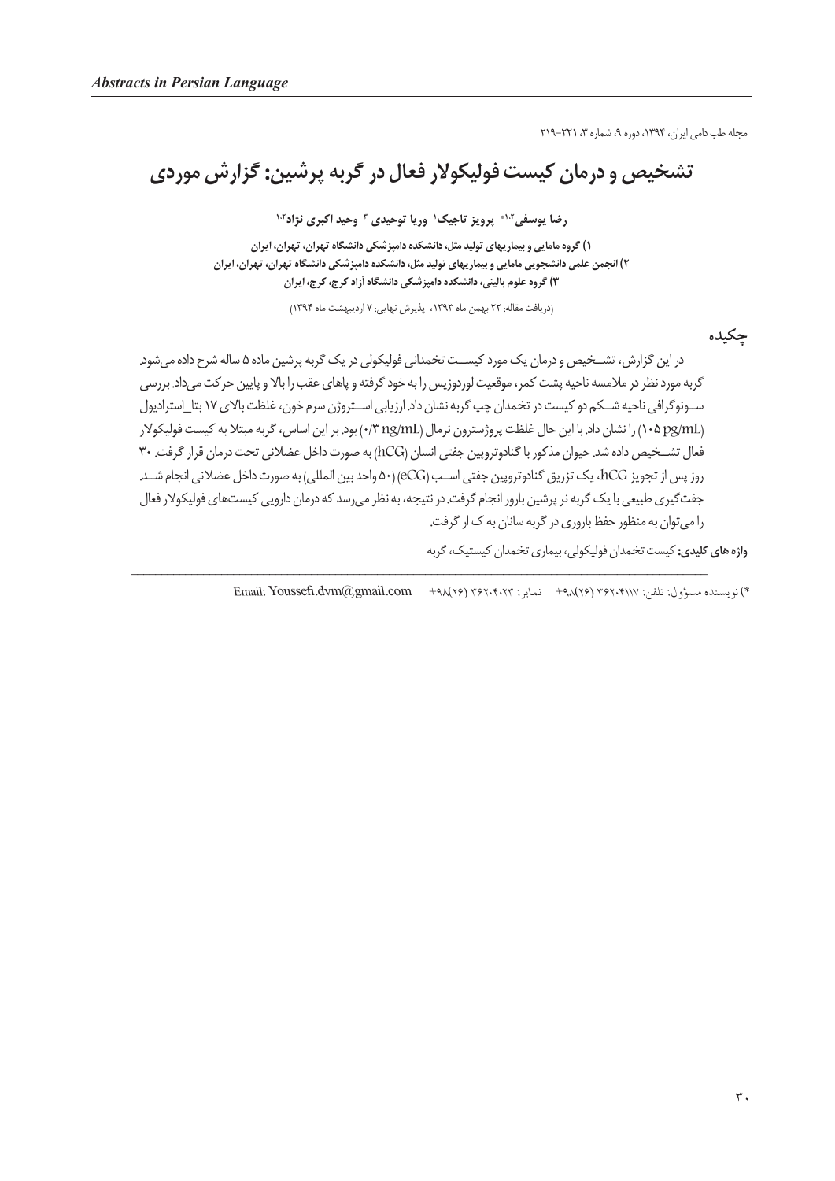# تشخیص و درمان کیست فولیکولار فعال در گربه پرشین: گزارش موردی

**رضا یوسفی[۱،۲]* پرویز تاجیک[۱] وریا توحیدی[۳] وحید اکبری نژاد[۱،۲]**

**۱) گروه مامایی و بیماریهای تولید مثل، دانشکده دامپزشکی دانشگاه تهران، تهران، ایران**
**۲) انجمن علمی دانشجویی مامایی و بیماریهای تولید مثل، دانشکده دامپزشکی دانشگاه تهران، تهران، ایران**
**۳) گروه علوم بالینی، دانشکده دامپزشکی دانشگاه آزاد کرج، کرج، ایران**

(دریافت مقاله: ۲۲ بهمن ماه ۱۳۹۳، پذیرش نهایی: ۷ اردیبهشت ماه ۱۳۹۴)

## چکیده

در این گزارش، تشخیص و درمان یک مورد کیست تخمدانی فولیکولی در یک گربه پرشین ماده ۵ ساله شرح داده می‌شود. گربه مورد نظر در ملامسه ناحیه پشت کمر، موقعیت لوردوزیس را به خود گرفته و پاهای عقب را بالا و پایین حرکت می‌داد. بررسی سونوگرافی ناحیه شکم دو کیست در تخمدان چپ گربه نشان داد. ارزیابی استروژن سرم خون، غلظت بالای ۱۷ بتا_استرادیول (۱۰۵ pg/mL) را نشان داد. با این حال غلظت پروژسترون نرمال (۰/۳ ng/mL) بود. بر این اساس، گربه مبتلا به کیست فولیکولار فعال تشخیص داده شد. حیوان مذکور با گنادوتروپین جفتی انسان (hCG) به صورت داخل عضلانی تحت درمان قرار گرفت. ۳۰ روز پس از تجویز hCG، یک تزریق گنادوتروپین جفتی اسب (eCG) (۵۰ واحد بین المللی) به صورت داخل عضلانی انجام شد. جفت‌گیری طبیعی با یک گربه نر پرشین بارور انجام گرفت. در نتیجه، به نظر می‌رسد که درمان دارویی کیست‌های فولیکولار فعال را می‌توان به منظور حفظ باروری در گربه سانان به کار گرفت.

**واژه های کلیدی:** کیست تخمدان فولیکولی، بیماری تخمدان کیستیک، گربه

*) نویسنده مسؤول: تلفن: ۳۶۲۰۴۱۱۷ (۲۶)۹۸+ نمابر: ۳۶۲۰۴۰۲۳ (۲۶)۹۸+ Email: Youssefi.dvm@gmail.com